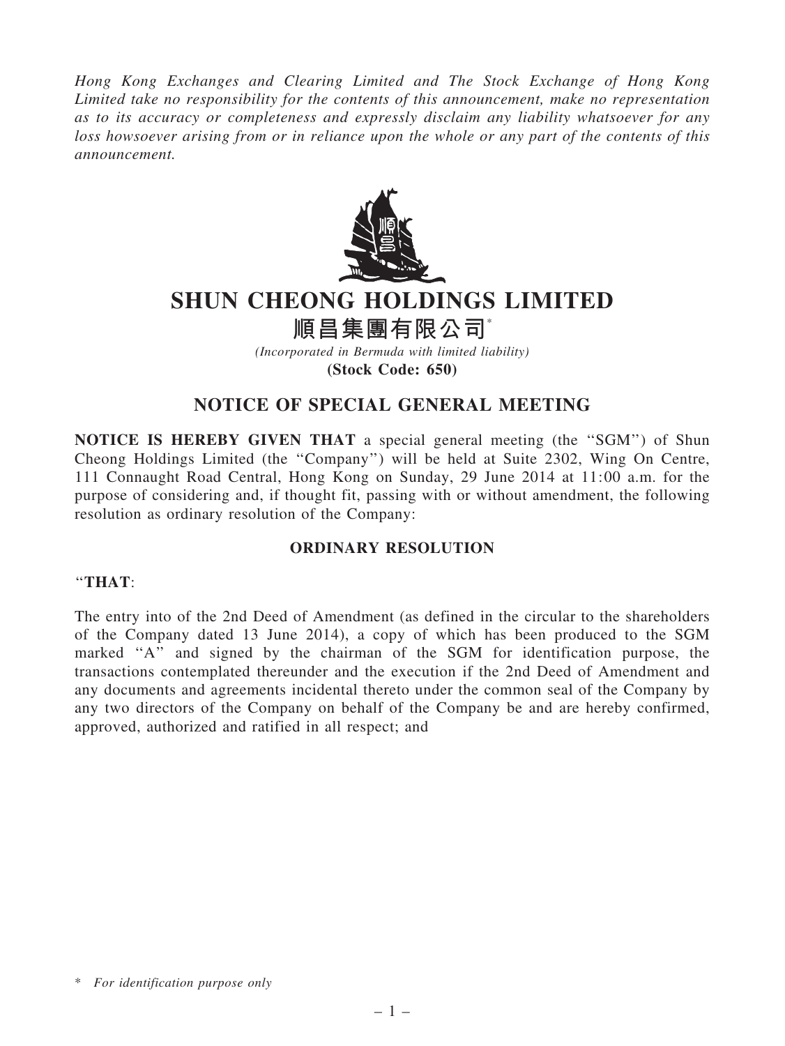*Hong Kong Exchanges and Clearing Limited and The Stock Exchange of Hong Kong Limited take no responsibility for the contents of this announcement, make no representation as to its accuracy or completeness and expressly disclaim any liability whatsoever for any loss howsoever arising from or in reliance upon the whole or any part of the contents of this announcement.*

# SHUN CHEONG HOLDINGS LIMITED

# 順昌集團有限公司*

*(Incorporated in Bermuda with limited liability)*

**(Stock Code: 650)**

## NOTICE OF SPECIAL GENERAL MEETING

**NOTICE IS HEREBY GIVEN THAT** a special general meeting (the "SGM") of Shun Cheong Holdings Limited (the "Company") will be held at Suite 2302, Wing On Centre, 111 Connaught Road Central, Hong Kong on Sunday, 29 June 2014 at 11:00 a.m. for the purpose of considering and, if thought fit, passing with or without amendment, the following resolution as ordinary resolution of the Company:

### ORDINARY RESOLUTION

"**THAT**:

The entry into of the 2nd Deed of Amendment (as defined in the circular to the shareholders of the Company dated 13 June 2014), a copy of which has been produced to the SGM marked "A" and signed by the chairman of the SGM for identification purpose, the transactions contemplated thereunder and the execution if the 2nd Deed of Amendment and any documents and agreements incidental thereto under the common seal of the Company by any two directors of the Company on behalf of the Company be and are hereby confirmed, approved, authorized and ratified in all respect; and

\* *For identification purpose only*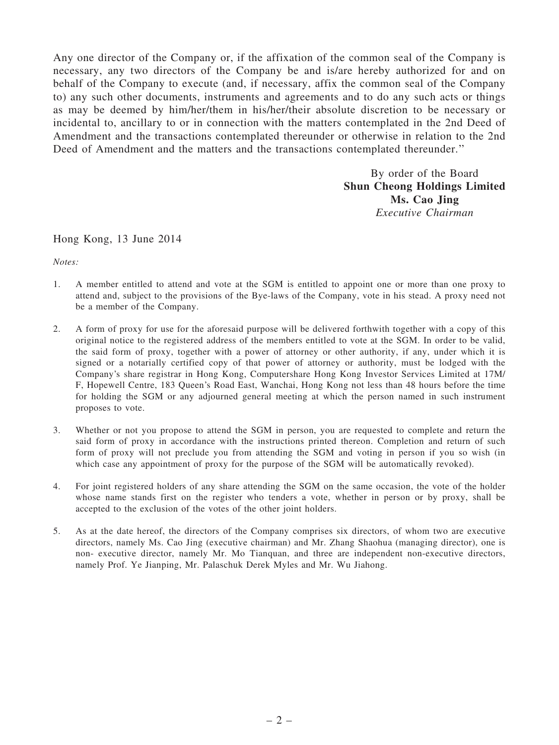Any one director of the Company or, if the affixation of the common seal of the Company is necessary, any two directors of the Company be and is/are hereby authorized for and on behalf of the Company to execute (and, if necessary, affix the common seal of the Company to) any such other documents, instruments and agreements and to do any such acts or things as may be deemed by him/her/them in his/her/their absolute discretion to be necessary or incidental to, ancillary to or in connection with the matters contemplated in the 2nd Deed of Amendment and the transactions contemplated thereunder or otherwise in relation to the 2nd Deed of Amendment and the matters and the transactions contemplated thereunder.''

By order of the Board
**Shun Cheong Holdings Limited**
**Ms. Cao Jing**
*Executive Chairman*

Hong Kong, 13 June 2014

*Notes:*

1. A member entitled to attend and vote at the SGM is entitled to appoint one or more than one proxy to attend and, subject to the provisions of the Bye-laws of the Company, vote in his stead. A proxy need not be a member of the Company.

2. A form of proxy for use for the aforesaid purpose will be delivered forthwith together with a copy of this original notice to the registered address of the members entitled to vote at the SGM. In order to be valid, the said form of proxy, together with a power of attorney or other authority, if any, under which it is signed or a notarially certified copy of that power of attorney or authority, must be lodged with the Company's share registrar in Hong Kong, Computershare Hong Kong Investor Services Limited at 17M/F, Hopewell Centre, 183 Queen's Road East, Wanchai, Hong Kong not less than 48 hours before the time for holding the SGM or any adjourned general meeting at which the person named in such instrument proposes to vote.

3. Whether or not you propose to attend the SGM in person, you are requested to complete and return the said form of proxy in accordance with the instructions printed thereon. Completion and return of such form of proxy will not preclude you from attending the SGM and voting in person if you so wish (in which case any appointment of proxy for the purpose of the SGM will be automatically revoked).

4. For joint registered holders of any share attending the SGM on the same occasion, the vote of the holder whose name stands first on the register who tenders a vote, whether in person or by proxy, shall be accepted to the exclusion of the votes of the other joint holders.

5. As at the date hereof, the directors of the Company comprises six directors, of whom two are executive directors, namely Ms. Cao Jing (executive chairman) and Mr. Zhang Shaohua (managing director), one is non- executive director, namely Mr. Mo Tianquan, and three are independent non-executive directors, namely Prof. Ye Jianping, Mr. Palaschuk Derek Myles and Mr. Wu Jiahong.